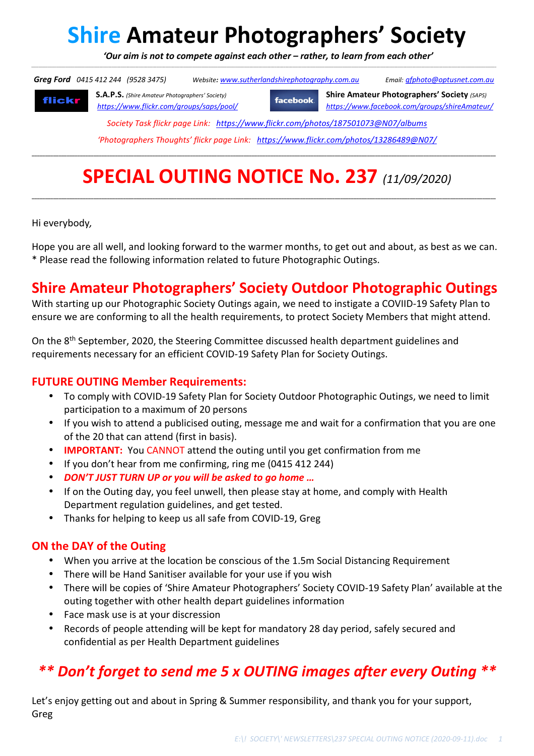# Shire Amateur Photographers' Society

*'Our aim is not to compete against each other – rather, to learn from each other'*

***Greg Ford*** *0415 412 244 (9528 3475)* *Website: www.sutherlandshirephotography.com.au* *Email: gfphoto@optusnet.com.au*

flickr **S.A.P.S.** *(Shire Amateur Photographers' Society)* *https://www.flickr.com/groups/saps/pool/*

facebook **Shire Amateur Photographers' Society** *(SAPS)* *https://www.facebook.com/groups/shireAmateur/*

*Society Task flickr page Link: https://www.flickr.com/photos/187501073@N07/albums*

*'Photographers Thoughts' flickr page Link: https://www.flickr.com/photos/13286489@N07/*

## SPECIAL OUTING NOTICE No. 237 *(11/09/2020)*

Hi everybody,

Hope you are all well, and looking forward to the warmer months, to get out and about, as best as we can.
* Please read the following information related to future Photographic Outings.

## Shire Amateur Photographers' Society Outdoor Photographic Outings

With starting up our Photographic Society Outings again, we need to instigate a COVIID-19 Safety Plan to ensure we are conforming to all the health requirements, to protect Society Members that might attend.

On the 8th September, 2020, the Steering Committee discussed health department guidelines and requirements necessary for an efficient COVID-19 Safety Plan for Society Outings.

### FUTURE OUTING Member Requirements:

- To comply with COVID-19 Safety Plan for Society Outdoor Photographic Outings, we need to limit participation to a maximum of 20 persons
- If you wish to attend a publicised outing, message me and wait for a confirmation that you are one of the 20 that can attend (first in basis).
- **IMPORTANT:** You CANNOT attend the outing until you get confirmation from me
- If you don't hear from me confirming, ring me (0415 412 244)
- ***DON'T JUST TURN UP or you will be asked to go home …***
- If on the Outing day, you feel unwell, then please stay at home, and comply with Health Department regulation guidelines, and get tested.
- Thanks for helping to keep us all safe from COVID-19, Greg

### ON the DAY of the Outing

- When you arrive at the location be conscious of the 1.5m Social Distancing Requirement
- There will be Hand Sanitiser available for your use if you wish
- There will be copies of 'Shire Amateur Photographers' Society COVID-19 Safety Plan' available at the outing together with other health depart guidelines information
- Face mask use is at your discression
- Records of people attending will be kept for mandatory 28 day period, safely secured and confidential as per Health Department guidelines

## *** Don't forget to send me 5 x OUTING images after every Outing ***

Let's enjoy getting out and about in Spring & Summer responsibility, and thank you for your support,
Greg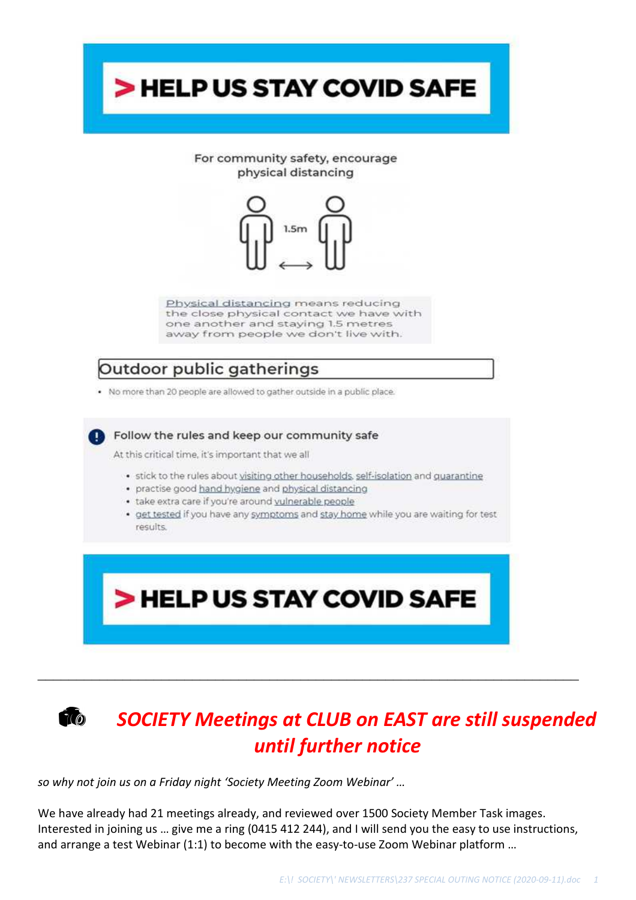# > HELP US STAY COVID SAFE

For community safety, encourage physical distancing

1.5m

Physical distancing means reducing the close physical contact we have with one another and staying 1.5 metres away from people we don't live with.

## Outdoor public gatherings

- No more than 20 people are allowed to gather outside in a public place.

**Follow the rules and keep our community safe**

At this critical time, it's important that we all

- stick to the rules about visiting other households, self-isolation and quarantine
- practise good hand hygiene and physical distancing
- take extra care if you're around vulnerable people
- get tested if you have any symptoms and stay home while you are waiting for test results.

# > HELP US STAY COVID SAFE

---

## *SOCIETY Meetings at CLUB on EAST are still suspended until further notice*

*so why not join us on a Friday night 'Society Meeting Zoom Webinar' …*

We have already had 21 meetings already, and reviewed over 1500 Society Member Task images. Interested in joining us … give me a ring (0415 412 244), and I will send you the easy to use instructions, and arrange a test Webinar (1:1) to become with the easy-to-use Zoom Webinar platform …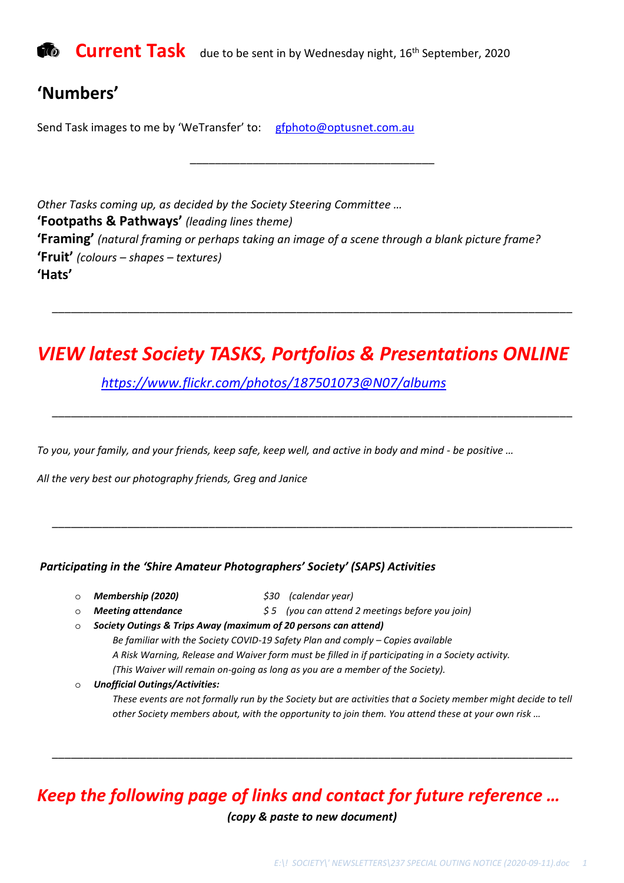## Current Task due to be sent in by Wednesday night, 16th September, 2020

## 'Numbers'

Send Task images to me by 'WeTransfer' to: gfphoto@optusnet.com.au

---

*Other Tasks coming up, as decided by the Society Steering Committee …*

**'Footpaths & Pathways'** *(leading lines theme)*
**'Framing'** *(natural framing or perhaps taking an image of a scene through a blank picture frame?*
**'Fruit'** *(colours – shapes – textures)*
**'Hats'**

---

## *VIEW latest Society TASKS, Portfolios & Presentations ONLINE*

*https://www.flickr.com/photos/187501073@N07/albums*

---

*To you, your family, and your friends, keep safe, keep well, and active in body and mind - be positive …*

*All the very best our photography friends, Greg and Janice*

---

***Participating in the 'Shire Amateur Photographers' Society' (SAPS) Activities***

- ***Membership (2020)*** *$30 (calendar year)*
- ***Meeting attendance*** *$ 5 (you can attend 2 meetings before you join)*
- ***Society Outings & Trips Away (maximum of 20 persons can attend)***
  *Be familiar with the Society COVID-19 Safety Plan and comply – Copies available*
  *A Risk Warning, Release and Waiver form must be filled in if participating in a Society activity.*
  *(This Waiver will remain on-going as long as you are a member of the Society).*
- ***Unofficial Outings/Activities:***
  *These events are not formally run by the Society but are activities that a Society member might decide to tell other Society members about, with the opportunity to join them. You attend these at your own risk …*

---

## *Keep the following page of links and contact for future reference …*

***(copy & paste to new document)***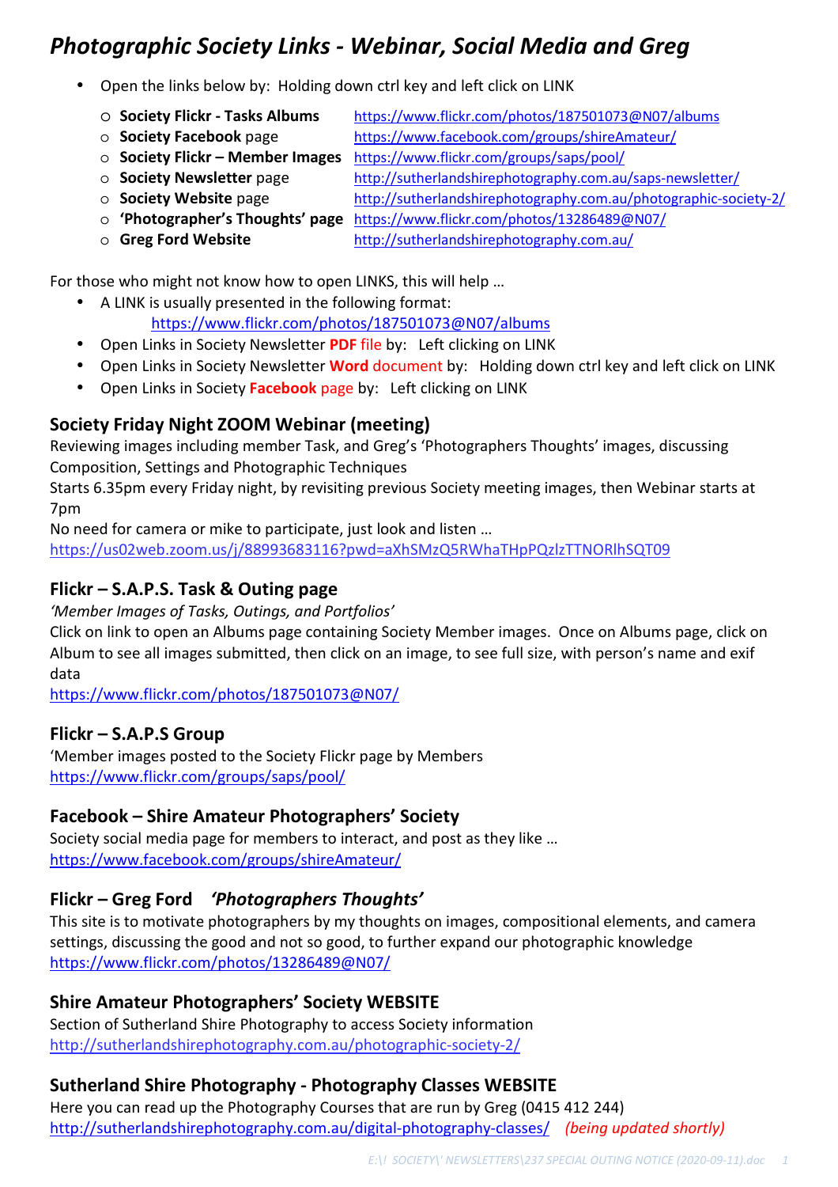# *Photographic Society Links - Webinar, Social Media and Greg*

- Open the links below by: Holding down ctrl key and left click on LINK
  - **Society Flickr - Tasks Albums** https://www.flickr.com/photos/187501073@N07/albums
  - **Society Facebook** page https://www.facebook.com/groups/shireAmateur/
  - **Society Flickr – Member Images** https://www.flickr.com/groups/saps/pool/
  - **Society Newsletter** page http://sutherlandshirephotography.com.au/saps-newsletter/
  - **Society Website** page http://sutherlandshirephotography.com.au/photographic-society-2/
  - **'Photographer's Thoughts' page** https://www.flickr.com/photos/13286489@N07/
  - **Greg Ford Website** http://sutherlandshirephotography.com.au/

For those who might not know how to open LINKS, this will help …

- A LINK is usually presented in the following format:
  https://www.flickr.com/photos/187501073@N07/albums
- Open Links in Society Newsletter **PDF** file by: Left clicking on LINK
- Open Links in Society Newsletter **Word** document by: Holding down ctrl key and left click on LINK
- Open Links in Society **Facebook** page by: Left clicking on LINK

## Society Friday Night ZOOM Webinar (meeting)

Reviewing images including member Task, and Greg's 'Photographers Thoughts' images, discussing Composition, Settings and Photographic Techniques
Starts 6.35pm every Friday night, by revisiting previous Society meeting images, then Webinar starts at 7pm
No need for camera or mike to participate, just look and listen …
https://us02web.zoom.us/j/88993683116?pwd=aXhSMzQ5RWhaTHpPQzlzTTNORlhSQT09

## Flickr – S.A.P.S. Task & Outing page

*'Member Images of Tasks, Outings, and Portfolios'*
Click on link to open an Albums page containing Society Member images. Once on Albums page, click on Album to see all images submitted, then click on an image, to see full size, with person's name and exif data
https://www.flickr.com/photos/187501073@N07/

## Flickr – S.A.P.S Group

'Member images posted to the Society Flickr page by Members
https://www.flickr.com/groups/saps/pool/

## Facebook – Shire Amateur Photographers' Society

Society social media page for members to interact, and post as they like …
https://www.facebook.com/groups/shireAmateur/

## Flickr – Greg Ford *'Photographers Thoughts'*

This site is to motivate photographers by my thoughts on images, compositional elements, and camera settings, discussing the good and not so good, to further expand our photographic knowledge
https://www.flickr.com/photos/13286489@N07/

## Shire Amateur Photographers' Society WEBSITE

Section of Sutherland Shire Photography to access Society information
http://sutherlandshirephotography.com.au/photographic-society-2/

## Sutherland Shire Photography - Photography Classes WEBSITE

Here you can read up the Photography Courses that are run by Greg (0415 412 244)
http://sutherlandshirephotography.com.au/digital-photography-classes/ *(being updated shortly)*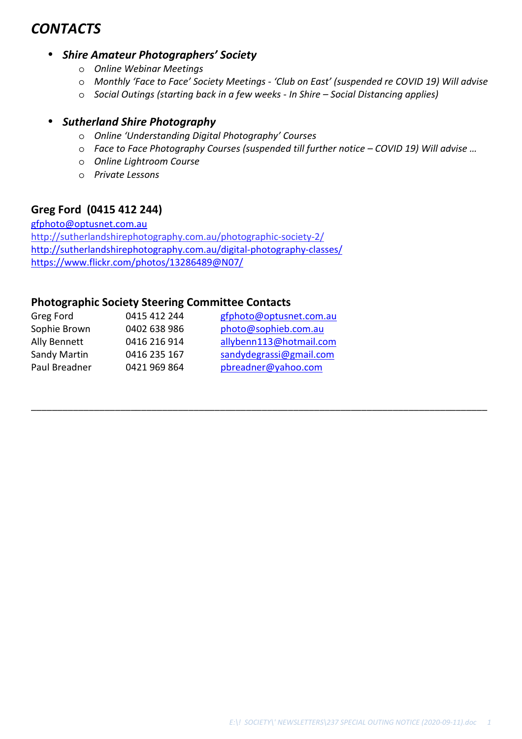# *CONTACTS*

- ***Shire Amateur Photographers' Society***
  - *Online Webinar Meetings*
  - *Monthly 'Face to Face' Society Meetings - 'Club on East' (suspended re COVID 19) Will advise*
  - *Social Outings (starting back in a few weeks - In Shire – Social Distancing applies)*

- ***Sutherland Shire Photography***
  - *Online 'Understanding Digital Photography' Courses*
  - *Face to Face Photography Courses (suspended till further notice – COVID 19) Will advise …*
  - *Online Lightroom Course*
  - *Private Lessons*

**Greg Ford (0415 412 244)**

gfphoto@optusnet.com.au
http://sutherlandshirephotography.com.au/photographic-society-2/
http://sutherlandshirephotography.com.au/digital-photography-classes/
https://www.flickr.com/photos/13286489@N07/

**Photographic Society Steering Committee Contacts**

| | | |
|---|---|---|
| Greg Ford | 0415 412 244 | gfphoto@optusnet.com.au |
| Sophie Brown | 0402 638 986 | photo@sophieb.com.au |
| Ally Bennett | 0416 216 914 | allybenn113@hotmail.com |
| Sandy Martin | 0416 235 167 | sandydegrassi@gmail.com |
| Paul Breadner | 0421 969 864 | pbreadner@yahoo.com |

---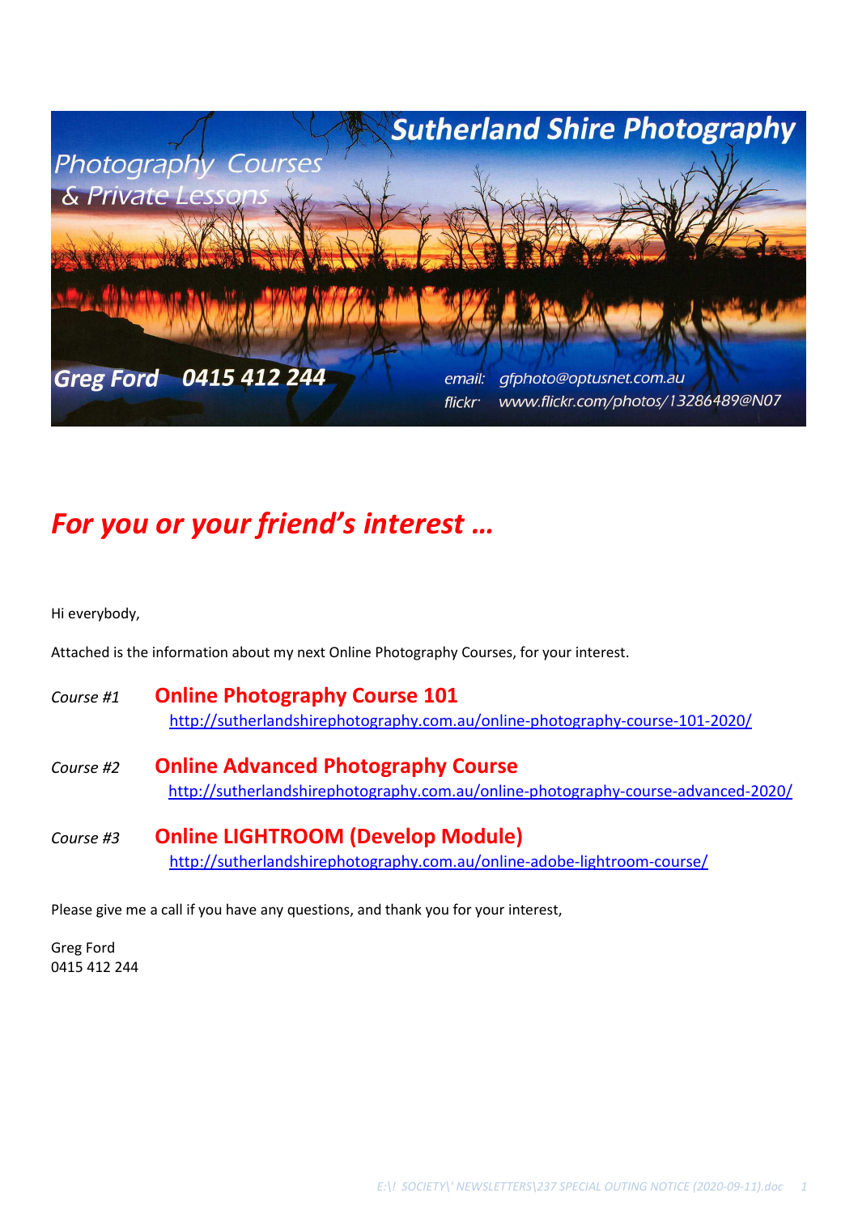Sutherland Shire Photography

Photography Courses & Private Lessons

Greg Ford 0415 412 244

email: gfphoto@optusnet.com.au
flickr: www.flickr.com/photos/13286489@N07

# *For you or your friend's interest …*

Hi everybody,

Attached is the information about my next Online Photography Courses, for your interest.

*Course #1* **Online Photography Course 101**
http://sutherlandshirephotography.com.au/online-photography-course-101-2020/

*Course #2* **Online Advanced Photography Course**
http://sutherlandshirephotography.com.au/online-photography-course-advanced-2020/

*Course #3* **Online LIGHTROOM (Develop Module)**
http://sutherlandshirephotography.com.au/online-adobe-lightroom-course/

Please give me a call if you have any questions, and thank you for your interest,

Greg Ford
0415 412 244